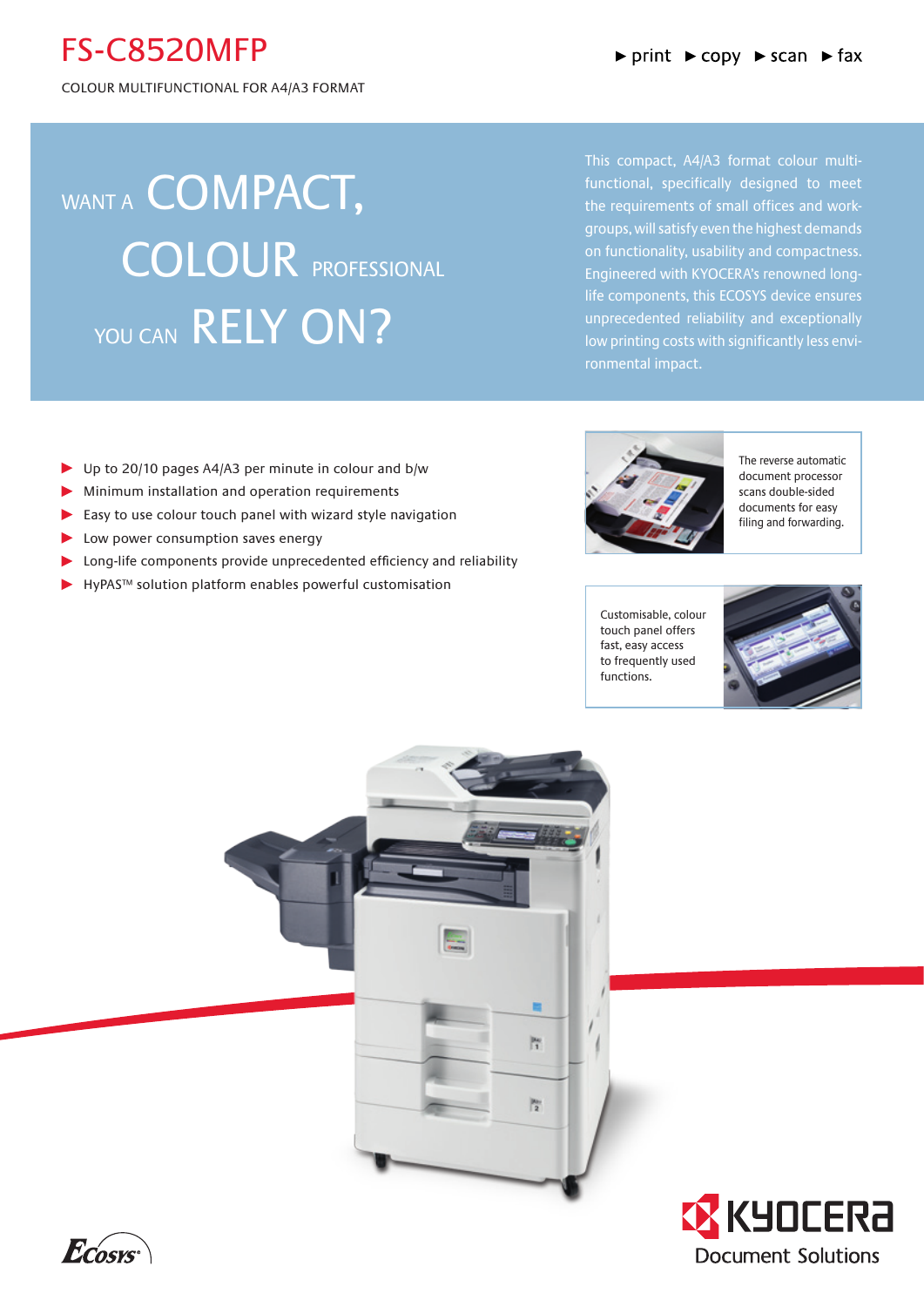# FS-C8520MFP

COLOUR MULTIFUNCTIONAL FOR A4/A3 FORMAT

► print ► copy ► scan ► fax

## WANT A COMPACT, COLOUR PROFESSIONAL YOU CAN RELY ON?

This compact, A4/A3 format colour multi-functional, specifically designed to meet the requirements of small offices and work-groups, will satisfy even the highest demands on functionality, usability and compactness. Engineered with KYOCERA's renowned long-life components, this ECOSYS device ensures unprecedented reliability and exceptionally low printing costs with significantly less environmental impact.

- Up to 20/10 pages A4/A3 per minute in colour and b/w
- Minimum installation and operation requirements
- Easy to use colour touch panel with wizard style navigation
- Low power consumption saves energy
- Long-life components provide unprecedented efficiency and reliability
- HyPAS™ solution platform enables powerful customisation

The reverse automatic document processor scans double-sided documents for easy filing and forwarding.

Customisable, colour touch panel offers fast, easy access to frequently used functions.

ECOSYS

KYOCERA Document Solutions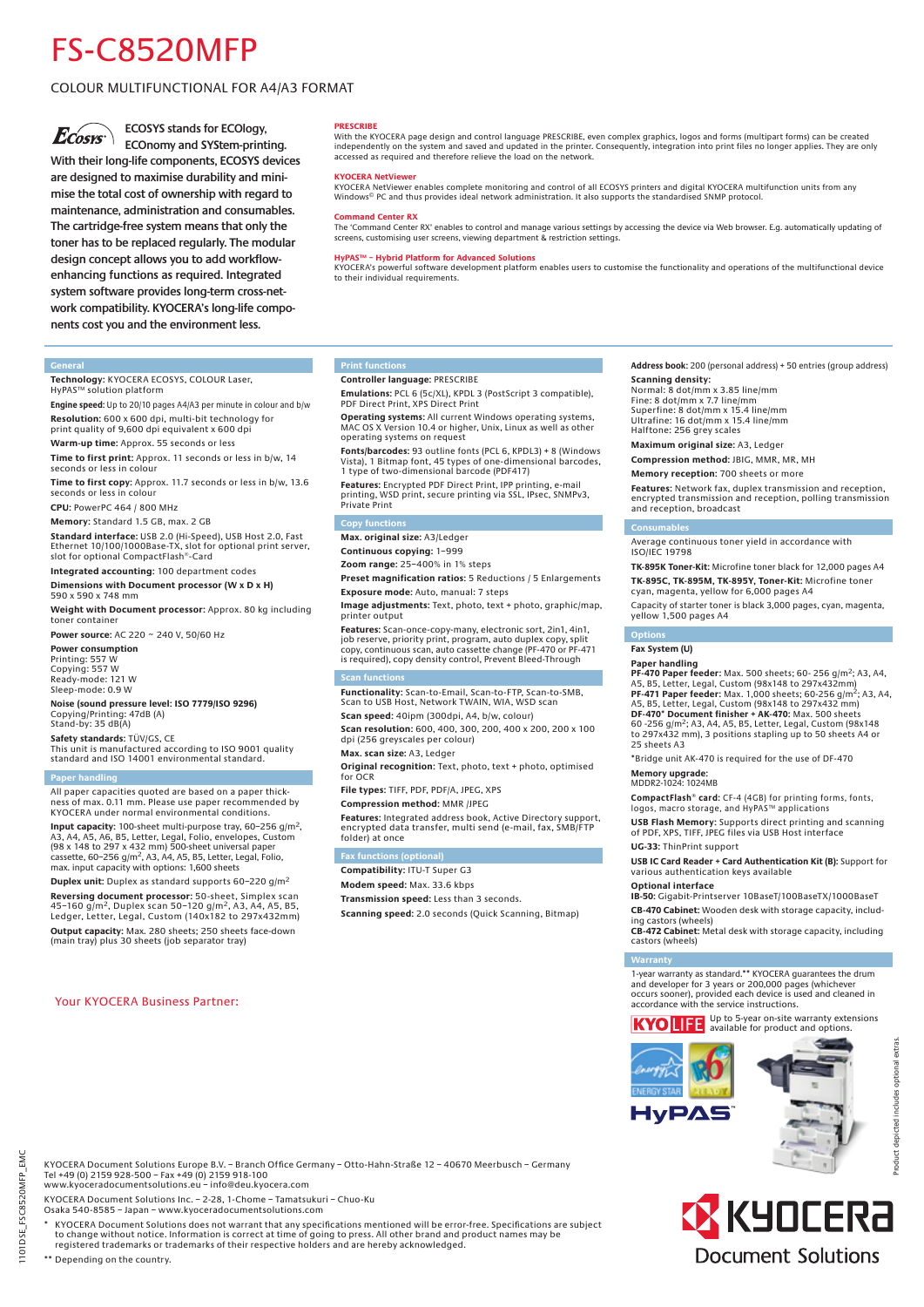# FS-C8520MFP

COLOUR MULTIFUNCTIONAL FOR A4/A3 FORMAT

**ECOSYS stands for ECOlogy, ECOnomy and SYStem-printing. With their long-life components, ECOSYS devices are designed to maximise durability and minimise the total cost of ownership with regard to maintenance, administration and consumables. The cartridge-free system means that only the toner has to be replaced regularly. The modular design concept allows you to add workflow-enhancing functions as required. Integrated system software provides long-term cross-network compatibility. KYOCERA's long-life components cost you and the environment less.**

**PRESCRIBE**
With the KYOCERA page design and control language PRESCRIBE, even complex graphics, logos and forms (multipart forms) can be created independently on the system and saved and updated in the printer. Consequently, integration into print files no longer applies. They are only accessed as required and therefore relieve the load on the network.

**KYOCERA NetViewer**
KYOCERA NetViewer enables complete monitoring and control of all ECOSYS printers and digital KYOCERA multifunction units from any Windows© PC and thus provides ideal network administration. It also supports the standardised SNMP protocol.

**Command Center RX**
The 'Command Center RX' enables to control and manage various settings by accessing the device via Web browser. E.g. automatically updating of screens, customising user screens, viewing department & restriction settings.

**HyPAS™ – Hybrid Platform for Advanced Solutions**
KYOCERA's powerful software development platform enables users to customise the functionality and operations of the multifunctional device to their individual requirements.

## General

**Technology:** KYOCERA ECOSYS, COLOUR Laser, HyPAS™ solution platform

**Engine speed:** Up to 20/10 pages A4/A3 per minute in colour and b/w

**Resolution:** 600 x 600 dpi, multi-bit technology for print quality of 9,600 dpi equivalent x 600 dpi

**Warm-up time:** Approx. 55 seconds or less

**Time to first print:** Approx. 11 seconds or less in b/w, 14 seconds or less in colour

**Time to first copy:** Approx. 11.7 seconds or less in b/w, 13.6 seconds or less in colour

**CPU:** PowerPC 464 / 800 MHz

**Memory:** Standard 1.5 GB, max. 2 GB

**Standard interface:** USB 2.0 (Hi-Speed), USB Host 2.0, Fast Ethernet 10/100/1000Base-TX, slot for optional print server, slot for optional CompactFlash®-Card

**Integrated accounting:** 100 department codes

**Dimensions with Document processor (W x D x H)**
590 x 590 x 748 mm

**Weight with Document processor:** Approx. 80 kg including toner container

**Power source:** AC 220 ~ 240 V, 50/60 Hz

**Power consumption**
Printing: 557 W
Copying: 557 W
Ready-mode: 121 W
Sleep-mode: 0.9 W

**Noise (sound pressure level: ISO 7779/ISO 9296)**
Copying/Printing: 47dB (A)
Stand-by: 35 dB(A)

**Safety standards:** TÜV/GS, CE
This unit is manufactured according to ISO 9001 quality standard and ISO 14001 environmental standard.

## Paper handling

All paper capacities quoted are based on a paper thickness of max. 0.11 mm. Please use paper recommended by KYOCERA under normal environmental conditions.

**Input capacity:** 100-sheet multi-purpose tray, 60–256 g/m², A3, A4, A5, A6, B5, Letter, Legal, Folio, envelopes, Custom (98 x 148 to 297 x 432 mm) 500-sheet universal paper cassette, 60–256 g/m², A3, A4, A5, B5, Letter, Legal, Folio, max. input capacity with options: 1,600 sheets

**Duplex unit:** Duplex as standard supports 60–220 g/m²

**Reversing document processor:** 50-sheet, Simplex scan 45–160 g/m², Duplex scan 50–120 g/m², A3, A4, A5, B5, Ledger, Letter, Legal, Custom (140x182 to 297x432mm)

**Output capacity:** Max. 280 sheets; 250 sheets face-down (main tray) plus 30 sheets (job separator tray)

## Print functions

**Controller language:** PRESCRIBE

**Emulations:** PCL 6 (5c/XL), KPDL 3 (PostScript 3 compatible), PDF Direct Print, XPS Direct Print

**Operating systems:** All current Windows operating systems, MAC OS X Version 10.4 or higher, Unix, Linux as well as other operating systems on request

**Fonts/barcodes:** 93 outline fonts (PCL 6, KPDL3) + 8 (Windows Vista), 1 Bitmap font, 45 types of one-dimensional barcodes, 1 type of two-dimensional barcode (PDF417)

**Features:** Encrypted PDF Direct Print, IPP printing, e-mail printing, WSD print, secure printing via SSL, IPSec, SNMPv3, Private Print

## Copy functions

**Max. original size:** A3/Ledger

**Continuous copying:** 1–999

**Zoom range:** 25–400% in 1% steps

**Preset magnification ratios:** 5 Reductions / 5 Enlargements

**Exposure mode:** Auto, manual: 7 steps

**Image adjustments:** Text, photo, text + photo, graphic/map, printer output

**Features:** Scan-once-copy-many, electronic sort, 2in1, 4in1, job reserve, priority print, program, auto duplex copy, split copy, continuous scan, auto cassette change (PF-470 or PF-471 is required), copy density control, Prevent Bleed-Through

## Scan functions

**Functionality:** Scan-to-Email, Scan-to-FTP, Scan-to-SMB, Scan to USB Host, Network TWAIN, WIA, WSD scan

**Scan speed:** 40ipm (300dpi, A4, b/w, colour)

**Scan resolution:** 600, 400, 300, 200, 400 x 200, 200 x 100 dpi (256 greyscales per colour)

**Max. scan size:** A3, Ledger

**Original recognition:** Text, photo, text + photo, optimised for OCR

**File types:** TIFF, PDF, PDF/A, JPEG, XPS

**Compression method:** MMR /JPEG

**Features:** Integrated address book, Active Directory support, encrypted data transfer, multi send (e-mail, fax, SMB/FTP folder) at once

## Fax functions (optional)

**Compatibility:** ITU-T Super G3

**Modem speed:** Max. 33.6 kbps

**Transmission speed:** Less than 3 seconds.

**Scanning speed:** 2.0 seconds (Quick Scanning, Bitmap)

**Address book:** 200 (personal address) + 50 entries (group address)

**Scanning density:**
Normal: 8 dot/mm x 3.85 line/mm
Fine: 8 dot/mm x 7.7 line/mm
Superfine: 8 dot/mm x 15.4 line/mm
Ultrafine: 16 dot/mm x 15.4 line/mm
Halftone: 256 grey scales

**Maximum original size:** A3, Ledger

**Compression method:** JBIG, MMR, MR, MH

**Memory reception:** 700 sheets or more

**Features:** Network fax, duplex transmission and reception, encrypted transmission and reception, polling transmission and reception, broadcast

## Consumables

Average continuous toner yield in accordance with ISO/IEC 19798

**TK-895K Toner-Kit:** Microfine toner black for 12,000 pages A4

**TK-895C, TK-895M, TK-895Y, Toner-Kit:** Microfine toner cyan, magenta, yellow for 6,000 pages A4

Capacity of starter toner is black 3,000 pages, cyan, magenta, yellow 1,500 pages A4

## Options

**Fax System (U)**

**Paper handling**
**PF-470 Paper feeder:** Max. 500 sheets; 60- 256 g/m²; A3, A4, A5, B5, Letter, Legal, Custom (98x148 to 297x432mm)
**PF-471 Paper feeder:** Max. 1,000 sheets; 60-256 g/m²; A3, A4, A5, B5, Letter, Legal, Custom (98x148 to 297x432 mm)
**DF-470* Document finisher + AK-470:** Max. 500 sheets 60 -256 g/m²; A3, A4, A5, B5, Letter, Legal, Custom (98x148 to 297x432 mm), 3 positions stapling up to 50 sheets A4 or 25 sheets A3

*Bridge unit AK-470 is required for the use of DF-470

**Memory upgrade:**
MDDR2-1024: 1024MB

**CompactFlash® card:** CF-4 (4GB) for printing forms, fonts, logos, macro storage, and HyPAS™ applications

**USB Flash Memory:** Supports direct printing and scanning of PDF, XPS, TIFF, JPEG files via USB Host interface

**UG-33:** ThinPrint support

**USB IC Card Reader + Card Authentication Kit (B):** Support for various authentication keys available

**Optional interface**
**IB-50:** Gigabit-Printserver 10BaseT/100BaseTX/1000BaseT

**CB-470 Cabinet:** Wooden desk with storage capacity, including castors (wheels)
**CB-472 Cabinet:** Metal desk with storage capacity, including castors (wheels)

## Warranty

1-year warranty as standard.** KYOCERA guarantees the drum and developer for 3 years or 200,000 pages (whichever occurs sooner), provided each device is used and cleaned in accordance with the service instructions.

KYOLIFE Up to 5-year on-site warranty extensions available for product and options.

Product depicted includes optional extras.

Your KYOCERA Business Partner:

KYOCERA Document Solutions Europe B.V. – Branch Office Germany – Otto-Hahn-Straße 12 – 40670 Meerbusch – Germany
Tel +49 (0) 2159 928-500 – Fax +49 (0) 2159 918-100
www.kyoceradocumentsolutions.eu – info@deu.kyocera.com

KYOCERA Document Solutions Inc. – 2-28, 1-Chome – Tamatsukuri – Chuo-Ku
Osaka 540-8585 – Japan – www.kyoceradocumentsolutions.com

\* KYOCERA Document Solutions does not warrant that any specifications mentioned will be error-free. Specifications are subject to change without notice. Information is correct at time of going to press. All other brand and product names may be registered trademarks or trademarks of their respective holders and are hereby acknowledged.

\*\* Depending on the country.

KYOCERA Document Solutions

1101DSE_FSC8520MFP_EMC